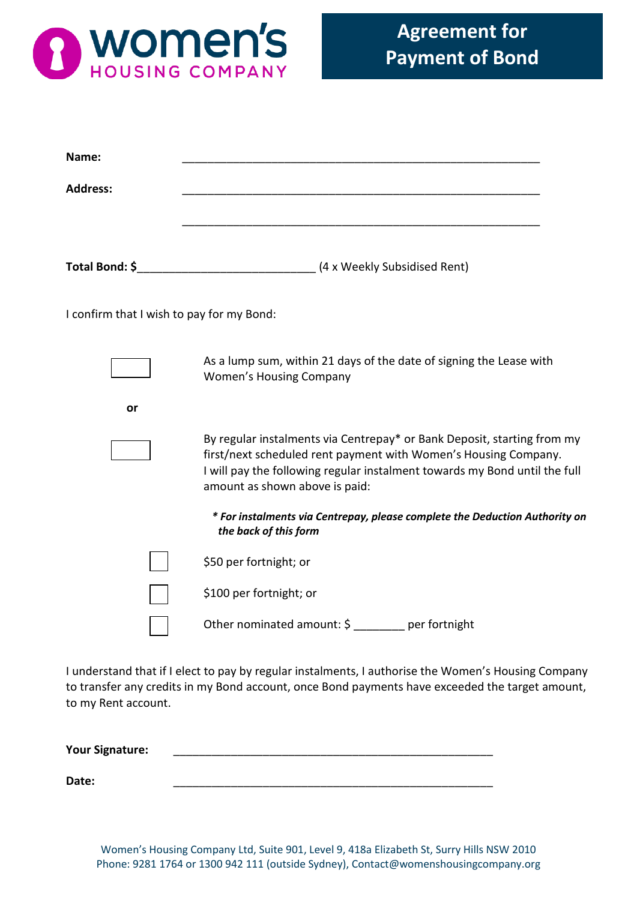women's HOUSING COMPANY

# Agreement for Payment of Bond

**Name:** ____________________________________________________________

**Address:** ____________________________________________________________

____________________________________________________________

**Total Bond: $**____________________________ (4 x Weekly Subsidised Rent)

I confirm that I wish to pay for my Bond:

☐ As a lump sum, within 21 days of the date of signing the Lease with Women's Housing Company

**or**

☐ By regular instalments via Centrepay* or Bank Deposit, starting from my first/next scheduled rent payment with Women's Housing Company. I will pay the following regular instalment towards my Bond until the full amount as shown above is paid:

***For instalments via Centrepay, please complete the Deduction Authority on the back of this form***

- ☐ $50 per fortnight; or
- ☐ $100 per fortnight; or
- ☐ Other nominated amount: $ ________ per fortnight

I understand that if I elect to pay by regular instalments, I authorise the Women's Housing Company to transfer any credits in my Bond account, once Bond payments have exceeded the target amount, to my Rent account.

**Your Signature:** ______________________________________________________

**Date:** ______________________________________________________

Women's Housing Company Ltd, Suite 901, Level 9, 418a Elizabeth St, Surry Hills NSW 2010
Phone: 9281 1764 or 1300 942 111 (outside Sydney), Contact@womenshousingcompany.org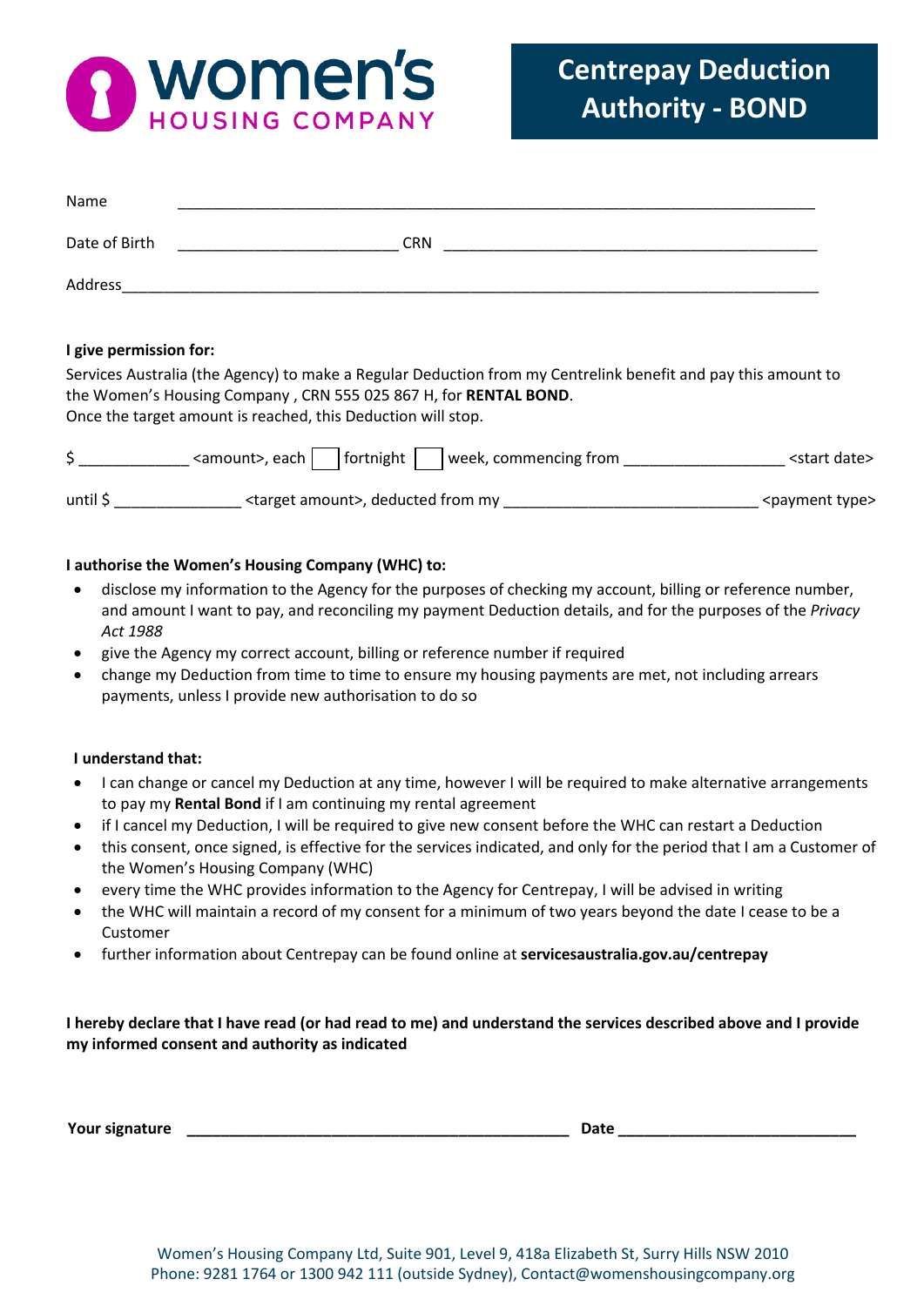women's HOUSING COMPANY

# Centrepay Deduction Authority - BOND

Name ______________________________________________________________________________

Date of Birth __________________________ CRN _____________________________________________

Address__________________________________________________________________________________

**I give permission for:**

Services Australia (the Agency) to make a Regular Deduction from my Centrelink benefit and pay this amount to the Women's Housing Company , CRN 555 025 867 H, for **RENTAL BOND**.
Once the target amount is reached, this Deduction will stop.

$ _____________ <amount>, each ☐ fortnight ☐ week, commencing from ___________________ <start date>

until $ _______________ <target amount>, deducted from my ______________________________ <payment type>

**I authorise the Women's Housing Company (WHC) to:**

- disclose my information to the Agency for the purposes of checking my account, billing or reference number, and amount I want to pay, and reconciling my payment Deduction details, and for the purposes of the *Privacy Act 1988*
- give the Agency my correct account, billing or reference number if required
- change my Deduction from time to time to ensure my housing payments are met, not including arrears payments, unless I provide new authorisation to do so

**I understand that:**

- I can change or cancel my Deduction at any time, however I will be required to make alternative arrangements to pay my **Rental Bond** if I am continuing my rental agreement
- if I cancel my Deduction, I will be required to give new consent before the WHC can restart a Deduction
- this consent, once signed, is effective for the services indicated, and only for the period that I am a Customer of the Women's Housing Company (WHC)
- every time the WHC provides information to the Agency for Centrepay, I will be advised in writing
- the WHC will maintain a record of my consent for a minimum of two years beyond the date I cease to be a Customer
- further information about Centrepay can be found online at **servicesaustralia.gov.au/centrepay**

**I hereby declare that I have read (or had read to me) and understand the services described above and I provide my informed consent and authority as indicated**

**Your signature** ______________________________________________ **Date** ____________________________

Women's Housing Company Ltd, Suite 901, Level 9, 418a Elizabeth St, Surry Hills NSW 2010
Phone: 9281 1764 or 1300 942 111 (outside Sydney), Contact@womenshousingcompany.org